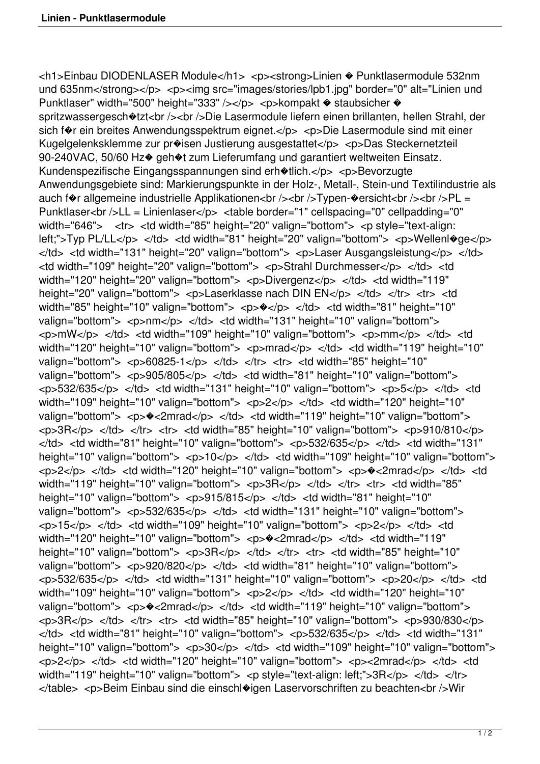<h1>Einbau DIODENLASER Module</h1> <p><strong>Linien � Punktlasermodule 532nm und 635nm</strong></p> <p><img src="images/stories/lpb1.jpg" border="0" alt="Linien und Punktlaser" width="500" height="333" /></p> <p>kompakt � staubsicher � spritzwassergesch�tzt<br /><br />Die Lasermodule liefern einen brillanten, hellen Strahl, der sich f�r ein breites Anwendungsspektrum eignet.</p> <p>Die Lasermodule sind mit einer Kugelgelenksklemme zur pr�isen Justierung ausgestattet</p> <p>Das Steckernetzteil 90-240VAC, 50/60 Hz� geh�t zum Lieferumfang und garantiert weltweiten Einsatz. Kundenspezifische Eingangsspannungen sind erh�tlich.</p> <p>Bevorzugte Anwendungsgebiete sind: Markierungspunkte in der Holz-, Metall-, Stein-und Textilindustrie als auch f�r allgemeine industrielle Applikationen<br /><br />Typen-�ersicht<br /><br />PL = Punktlaser<br />LL = Linienlaser</p> <table border="1" cellspacing="0" cellpadding="0" width="646"> <tr> <td width="85" height="20" valign="bottom"> <p style="text-align: left;">Typ PL/LL</p> </td> <td width="81" height="20" valign="bottom"> <p>Wellenl�ge</p> </td> <td width="131" height="20" valign="bottom"> <p>Laser Ausgangsleistung</p> </td> <td width="109" height="20" valign="bottom"> <p>Strahl Durchmesser</p> </td> <td width="120" height="20" valign="bottom"> <p>Divergenz</p> </td> <td width="119" height="20" valign="bottom"> <p>Laserklasse nach DIN EN</p> </td> </tr> <tr> <td width="85" height="10" valign="bottom"> <p>�</p> </td> <td width="81" height="10" valign="bottom"> <p>nm</p> </td> <td width="131" height="10" valign="bottom"> <p>mW</p> </td> <td width="109" height="10" valign="bottom"> <p>mm</p> </td> <td width="120" height="10" valign="bottom"> <p>mrad</p> </td> <td width="119" height="10" valign="bottom"> <p>60825-1</p> </td> </tr> <tr> <td width="85" height="10" valign="bottom"> <p>905/805</p> </td> <td width="81" height="10" valign="bottom"> <p>532/635</p> </td> <td width="131" height="10" valign="bottom"> <p>5</p> </td> <td width="109" height="10" valign="bottom"> <p>2</p> </td> <td width="120" height="10" valign="bottom"> <p>�<2mrad</p> </td> <td width="119" height="10" valign="bottom"> <p>3R</p> </td> </tr> <tr> <td width="85" height="10" valign="bottom"> <p>910/810</p> </td> <td width="81" height="10" valign="bottom"> <p>532/635</p> </td> <td width="131" height="10" valign="bottom"> <p>10</p> </td> <td width="109" height="10" valign="bottom"> <p>2</p> </td> <td width="120" height="10" valign="bottom"> <p>�<2mrad</p> </td> <td width="119" height="10" valign="bottom"> <p>3R</p> </td> </tr> <tr> <td width="85" height="10" valign="bottom"> <p>915/815</p> </td> <td width="81" height="10" valign="bottom"> <p>532/635</p> </td> <td width="131" height="10" valign="bottom"> <p>15</p> </td> <td width="109" height="10" valign="bottom"> <p>2</p> </td> <td width="120" height="10" valign="bottom"> <p>�<2mrad</p> </td> <td width="119" height="10" valign="bottom"> <p>3R</p> </td> </tr> <tr> <td width="85" height="10" valign="bottom"> <p>920/820</p> </td> <td width="81" height="10" valign="bottom"> <p>532/635</p> </td> <td width="131" height="10" valign="bottom"> <p>20</p> </td> <td width="109" height="10" valign="bottom"> <p>2</p> </td> <td width="120" height="10" valign="bottom"> <p>�<2mrad</p> </td> <td width="119" height="10" valign="bottom"> <p>3R</p> </td> </tr> <tr> <td width="85" height="10" valign="bottom"> <p>930/830</p> </td> <td width="81" height="10" valign="bottom"> <p>532/635</p> </td> <td width="131" height="10" valign="bottom"> <p>30</p> </td> <td width="109" height="10" valign="bottom"> <p>2</p> </td> <td width="120" height="10" valign="bottom"> <p><2mrad</p> </td> <td width="119" height="10" valign="bottom"> <p style="text-align: left;">3R</p> </td> </tr> </table> <p>Beim Einbau sind die einschl�igen Laservorschriften zu beachten<br />Wir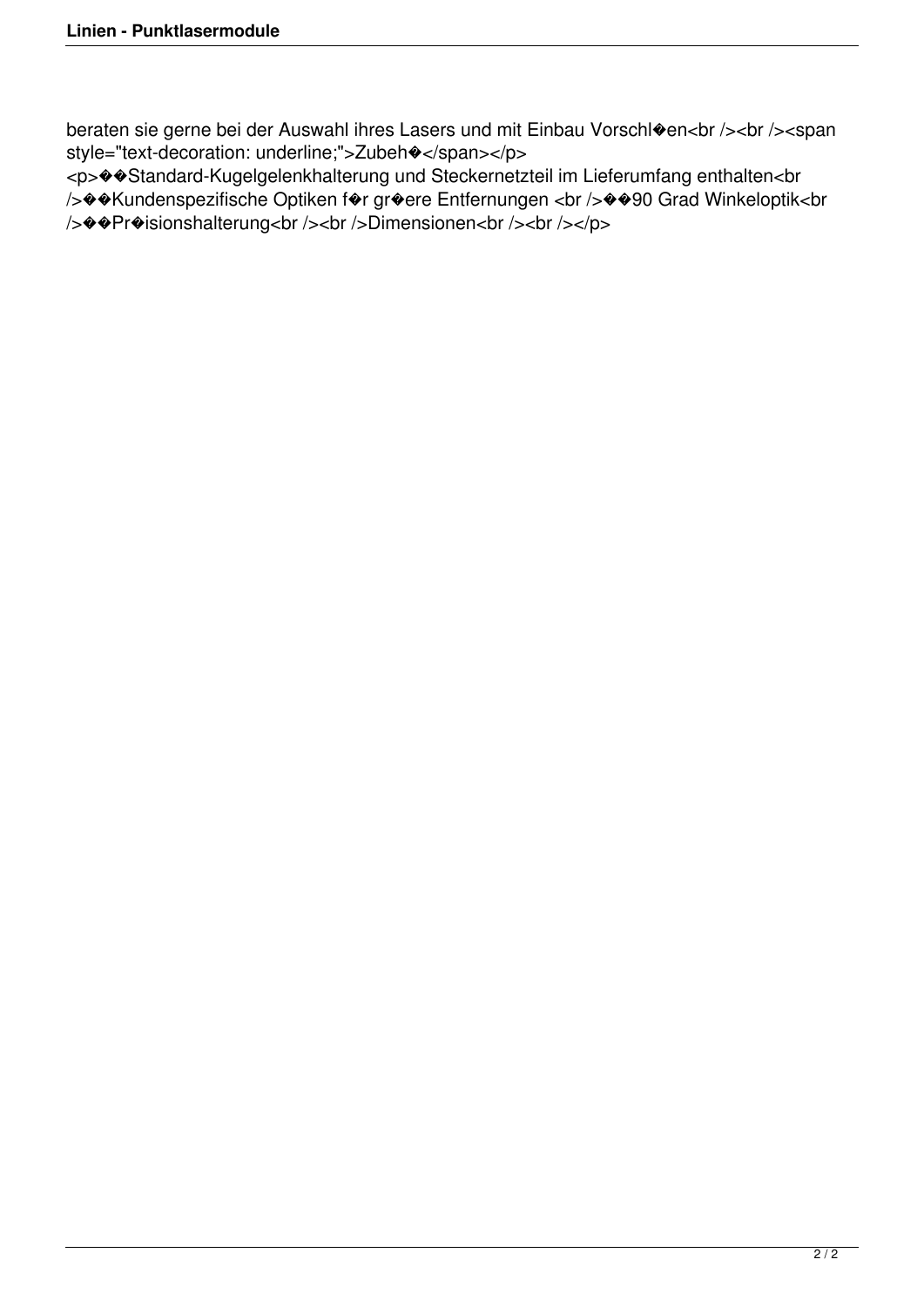beraten sie gerne bei der Auswahl ihres Lasers und mit Einbau Vorschl�en<br /><br /><span style="text-decoration: underline;">Zubeh�</span></p>
<p>��Standard-Kugelgelenkhalterung und Steckernetzteil im Lieferumfang enthalten<br />��Kundenspezifische Optiken f�r gr�ere Entfernungen <br />��90 Grad Winkeloptik<br />��Pr�isionshalterung<br /><br />Dimensionen<br /><br /></p>